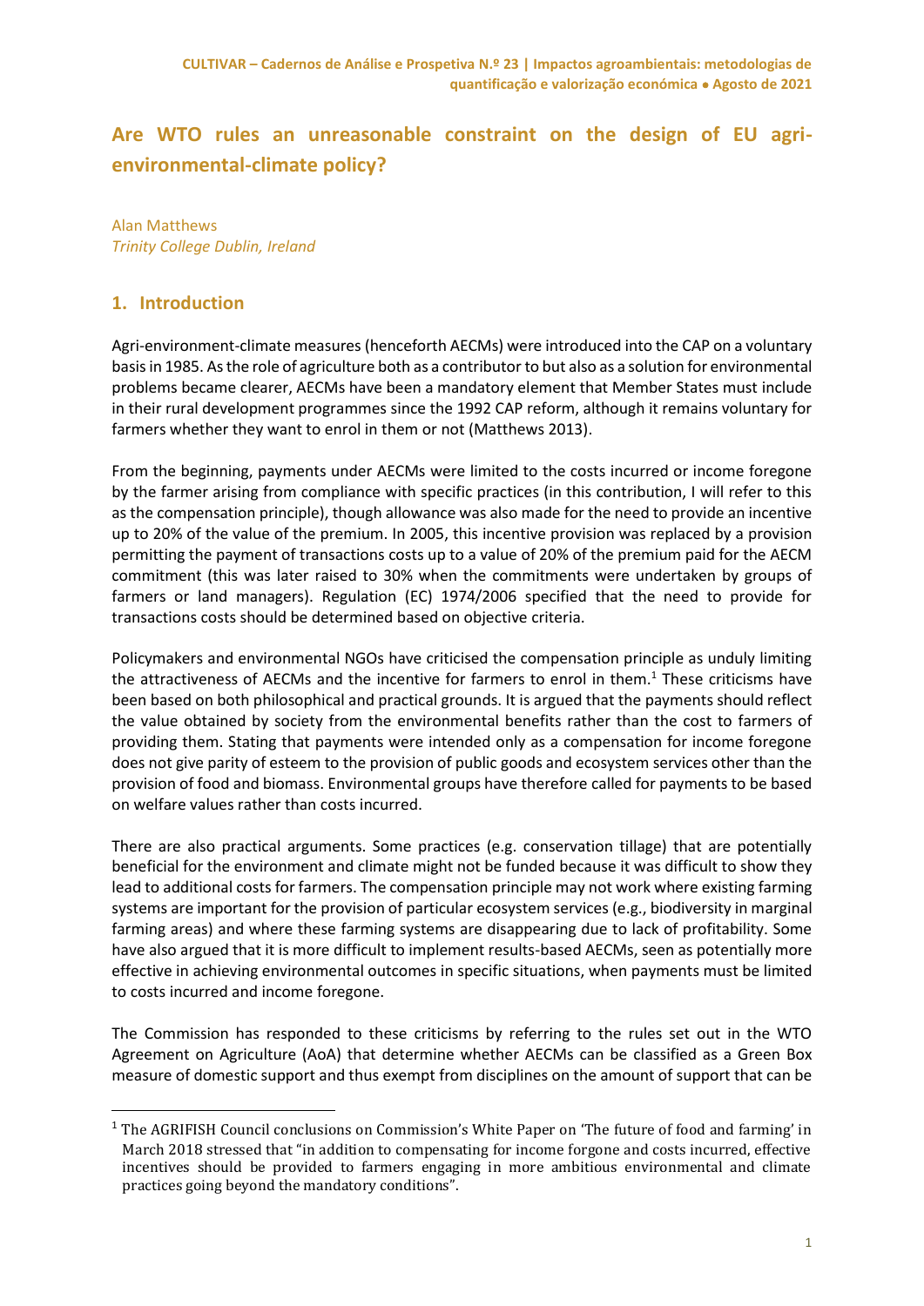# Are WTO rules an unreasonable constraint on the design of EU agri-environmental-climate policy?

Alan Matthews
*Trinity College Dublin, Ireland*

## 1. Introduction

Agri-environment-climate measures (henceforth AECMs) were introduced into the CAP on a voluntary basis in 1985. As the role of agriculture both as a contributor to but also as a solution for environmental problems became clearer, AECMs have been a mandatory element that Member States must include in their rural development programmes since the 1992 CAP reform, although it remains voluntary for farmers whether they want to enrol in them or not (Matthews 2013).

From the beginning, payments under AECMs were limited to the costs incurred or income foregone by the farmer arising from compliance with specific practices (in this contribution, I will refer to this as the compensation principle), though allowance was also made for the need to provide an incentive up to 20% of the value of the premium. In 2005, this incentive provision was replaced by a provision permitting the payment of transactions costs up to a value of 20% of the premium paid for the AECM commitment (this was later raised to 30% when the commitments were undertaken by groups of farmers or land managers). Regulation (EC) 1974/2006 specified that the need to provide for transactions costs should be determined based on objective criteria.

Policymakers and environmental NGOs have criticised the compensation principle as unduly limiting the attractiveness of AECMs and the incentive for farmers to enrol in them.[1] These criticisms have been based on both philosophical and practical grounds. It is argued that the payments should reflect the value obtained by society from the environmental benefits rather than the cost to farmers of providing them. Stating that payments were intended only as a compensation for income foregone does not give parity of esteem to the provision of public goods and ecosystem services other than the provision of food and biomass. Environmental groups have therefore called for payments to be based on welfare values rather than costs incurred.

There are also practical arguments. Some practices (e.g. conservation tillage) that are potentially beneficial for the environment and climate might not be funded because it was difficult to show they lead to additional costs for farmers. The compensation principle may not work where existing farming systems are important for the provision of particular ecosystem services (e.g., biodiversity in marginal farming areas) and where these farming systems are disappearing due to lack of profitability. Some have also argued that it is more difficult to implement results-based AECMs, seen as potentially more effective in achieving environmental outcomes in specific situations, when payments must be limited to costs incurred and income foregone.

The Commission has responded to these criticisms by referring to the rules set out in the WTO Agreement on Agriculture (AoA) that determine whether AECMs can be classified as a Green Box measure of domestic support and thus exempt from disciplines on the amount of support that can be

[1] The AGRIFISH Council conclusions on Commission's White Paper on 'The future of food and farming' in March 2018 stressed that "in addition to compensating for income forgone and costs incurred, effective incentives should be provided to farmers engaging in more ambitious environmental and climate practices going beyond the mandatory conditions".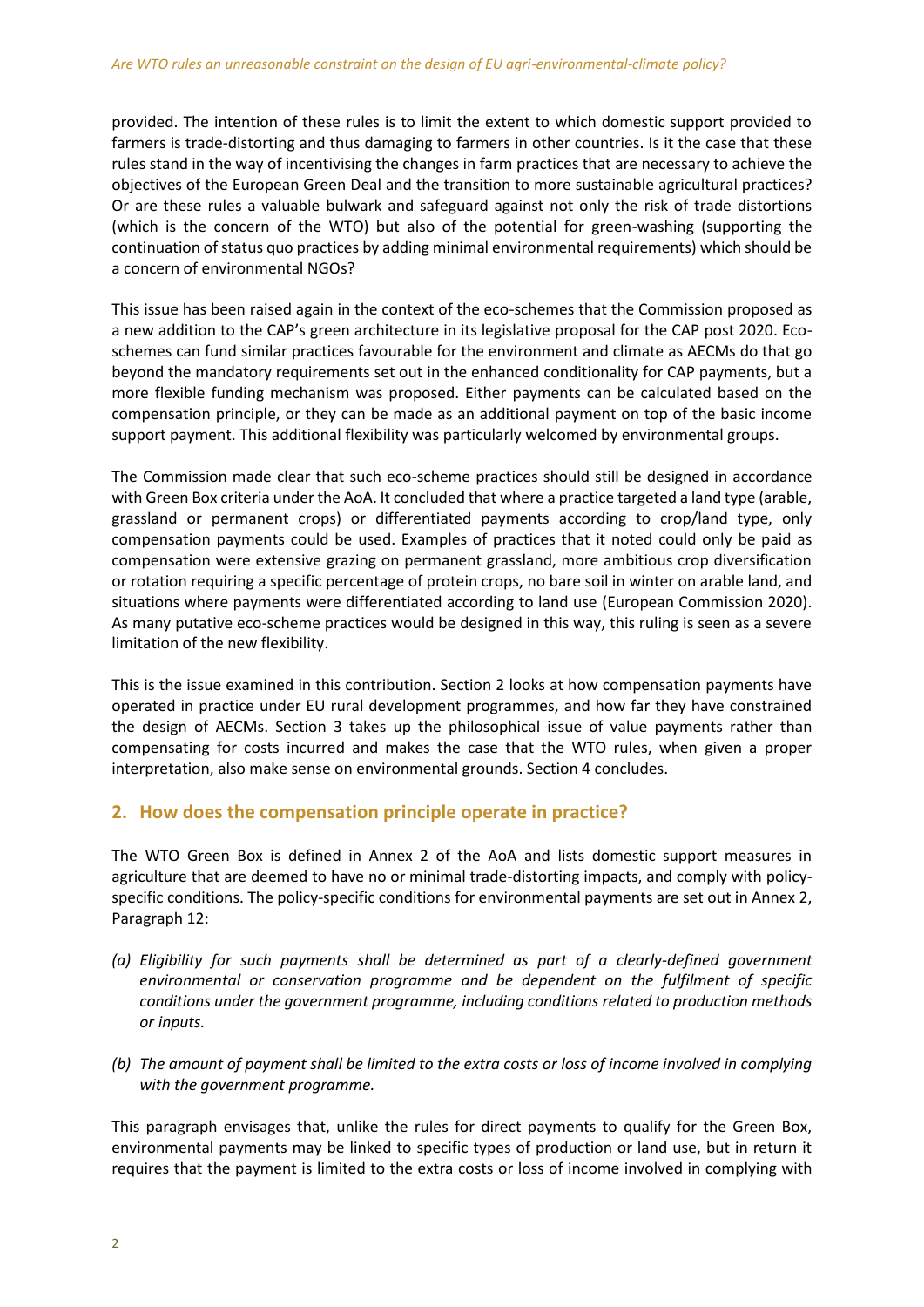provided. The intention of these rules is to limit the extent to which domestic support provided to farmers is trade-distorting and thus damaging to farmers in other countries. Is it the case that these rules stand in the way of incentivising the changes in farm practices that are necessary to achieve the objectives of the European Green Deal and the transition to more sustainable agricultural practices? Or are these rules a valuable bulwark and safeguard against not only the risk of trade distortions (which is the concern of the WTO) but also of the potential for green-washing (supporting the continuation of status quo practices by adding minimal environmental requirements) which should be a concern of environmental NGOs?

This issue has been raised again in the context of the eco-schemes that the Commission proposed as a new addition to the CAP's green architecture in its legislative proposal for the CAP post 2020. Eco-schemes can fund similar practices favourable for the environment and climate as AECMs do that go beyond the mandatory requirements set out in the enhanced conditionality for CAP payments, but a more flexible funding mechanism was proposed. Either payments can be calculated based on the compensation principle, or they can be made as an additional payment on top of the basic income support payment. This additional flexibility was particularly welcomed by environmental groups.

The Commission made clear that such eco-scheme practices should still be designed in accordance with Green Box criteria under the AoA. It concluded that where a practice targeted a land type (arable, grassland or permanent crops) or differentiated payments according to crop/land type, only compensation payments could be used. Examples of practices that it noted could only be paid as compensation were extensive grazing on permanent grassland, more ambitious crop diversification or rotation requiring a specific percentage of protein crops, no bare soil in winter on arable land, and situations where payments were differentiated according to land use (European Commission 2020). As many putative eco-scheme practices would be designed in this way, this ruling is seen as a severe limitation of the new flexibility.

This is the issue examined in this contribution. Section 2 looks at how compensation payments have operated in practice under EU rural development programmes, and how far they have constrained the design of AECMs. Section 3 takes up the philosophical issue of value payments rather than compensating for costs incurred and makes the case that the WTO rules, when given a proper interpretation, also make sense on environmental grounds. Section 4 concludes.

## 2. How does the compensation principle operate in practice?

The WTO Green Box is defined in Annex 2 of the AoA and lists domestic support measures in agriculture that are deemed to have no or minimal trade-distorting impacts, and comply with policy-specific conditions. The policy-specific conditions for environmental payments are set out in Annex 2, Paragraph 12:

- *(a) Eligibility for such payments shall be determined as part of a clearly-defined government environmental or conservation programme and be dependent on the fulfilment of specific conditions under the government programme, including conditions related to production methods or inputs.*
- *(b) The amount of payment shall be limited to the extra costs or loss of income involved in complying with the government programme.*

This paragraph envisages that, unlike the rules for direct payments to qualify for the Green Box, environmental payments may be linked to specific types of production or land use, but in return it requires that the payment is limited to the extra costs or loss of income involved in complying with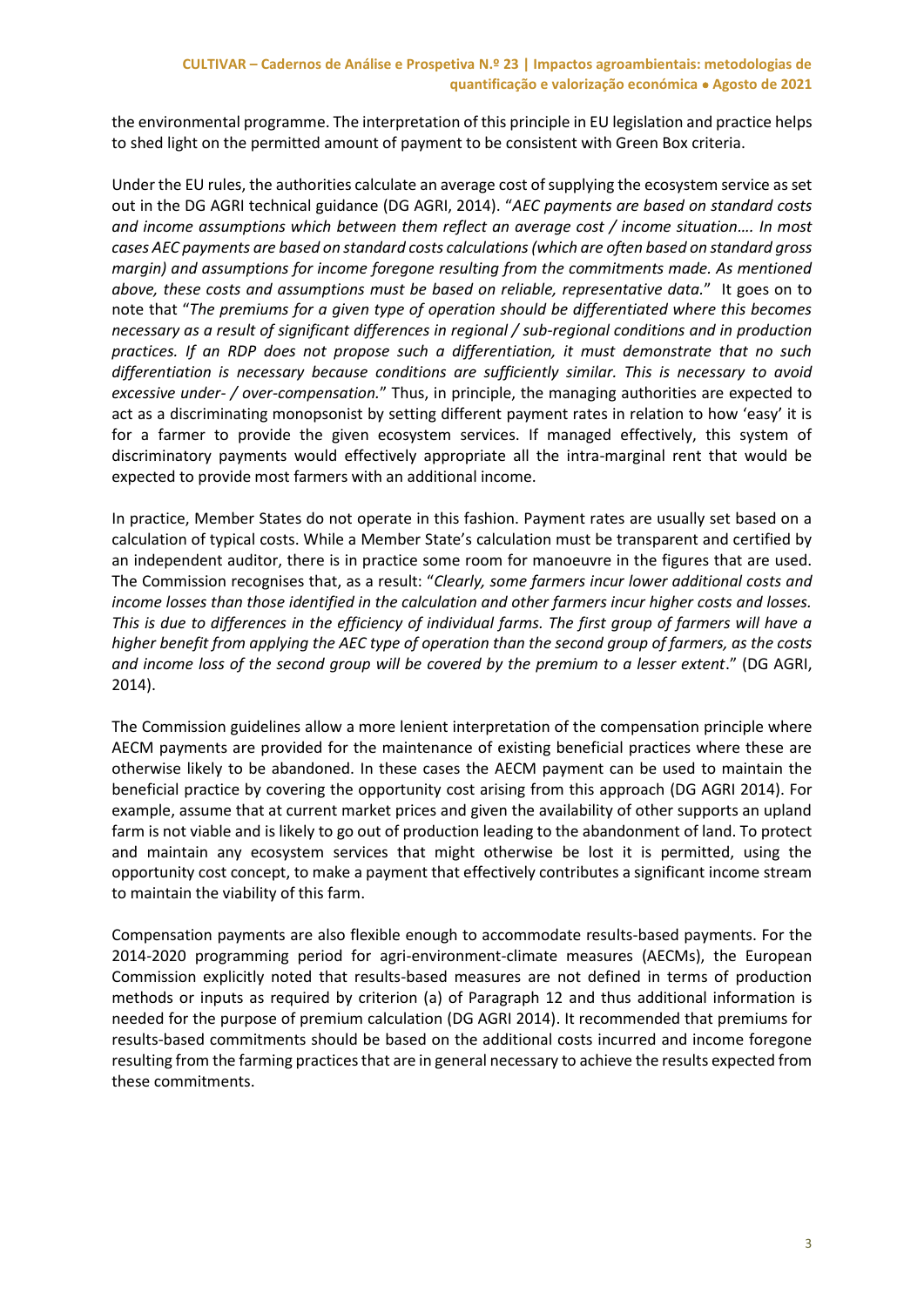the environmental programme. The interpretation of this principle in EU legislation and practice helps to shed light on the permitted amount of payment to be consistent with Green Box criteria.

Under the EU rules, the authorities calculate an average cost of supplying the ecosystem service as set out in the DG AGRI technical guidance (DG AGRI, 2014). "*AEC payments are based on standard costs and income assumptions which between them reflect an average cost / income situation…. In most cases AEC payments are based on standard costs calculations (which are often based on standard gross margin) and assumptions for income foregone resulting from the commitments made. As mentioned above, these costs and assumptions must be based on reliable, representative data.*" It goes on to note that "*The premiums for a given type of operation should be differentiated where this becomes necessary as a result of significant differences in regional / sub-regional conditions and in production practices. If an RDP does not propose such a differentiation, it must demonstrate that no such differentiation is necessary because conditions are sufficiently similar. This is necessary to avoid excessive under- / over-compensation.*" Thus, in principle, the managing authorities are expected to act as a discriminating monopsonist by setting different payment rates in relation to how 'easy' it is for a farmer to provide the given ecosystem services. If managed effectively, this system of discriminatory payments would effectively appropriate all the intra-marginal rent that would be expected to provide most farmers with an additional income.

In practice, Member States do not operate in this fashion. Payment rates are usually set based on a calculation of typical costs. While a Member State's calculation must be transparent and certified by an independent auditor, there is in practice some room for manoeuvre in the figures that are used. The Commission recognises that, as a result: "*Clearly, some farmers incur lower additional costs and income losses than those identified in the calculation and other farmers incur higher costs and losses. This is due to differences in the efficiency of individual farms. The first group of farmers will have a higher benefit from applying the AEC type of operation than the second group of farmers, as the costs and income loss of the second group will be covered by the premium to a lesser extent*." (DG AGRI, 2014).

The Commission guidelines allow a more lenient interpretation of the compensation principle where AECM payments are provided for the maintenance of existing beneficial practices where these are otherwise likely to be abandoned. In these cases the AECM payment can be used to maintain the beneficial practice by covering the opportunity cost arising from this approach (DG AGRI 2014). For example, assume that at current market prices and given the availability of other supports an upland farm is not viable and is likely to go out of production leading to the abandonment of land. To protect and maintain any ecosystem services that might otherwise be lost it is permitted, using the opportunity cost concept, to make a payment that effectively contributes a significant income stream to maintain the viability of this farm.

Compensation payments are also flexible enough to accommodate results-based payments. For the 2014-2020 programming period for agri-environment-climate measures (AECMs), the European Commission explicitly noted that results-based measures are not defined in terms of production methods or inputs as required by criterion (a) of Paragraph 12 and thus additional information is needed for the purpose of premium calculation (DG AGRI 2014). It recommended that premiums for results-based commitments should be based on the additional costs incurred and income foregone resulting from the farming practices that are in general necessary to achieve the results expected from these commitments.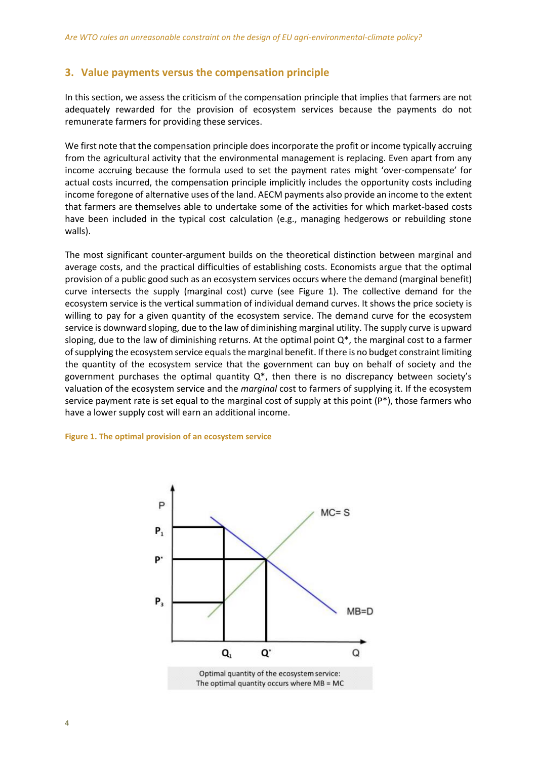## 3. Value payments versus the compensation principle

In this section, we assess the criticism of the compensation principle that implies that farmers are not adequately rewarded for the provision of ecosystem services because the payments do not remunerate farmers for providing these services.

We first note that the compensation principle does incorporate the profit or income typically accruing from the agricultural activity that the environmental management is replacing. Even apart from any income accruing because the formula used to set the payment rates might 'over-compensate' for actual costs incurred, the compensation principle implicitly includes the opportunity costs including income foregone of alternative uses of the land. AECM payments also provide an income to the extent that farmers are themselves able to undertake some of the activities for which market-based costs have been included in the typical cost calculation (e.g., managing hedgerows or rebuilding stone walls).

The most significant counter-argument builds on the theoretical distinction between marginal and average costs, and the practical difficulties of establishing costs. Economists argue that the optimal provision of a public good such as an ecosystem services occurs where the demand (marginal benefit) curve intersects the supply (marginal cost) curve (see Figure 1). The collective demand for the ecosystem service is the vertical summation of individual demand curves. It shows the price society is willing to pay for a given quantity of the ecosystem service. The demand curve for the ecosystem service is downward sloping, due to the law of diminishing marginal utility. The supply curve is upward sloping, due to the law of diminishing returns. At the optimal point Q*, the marginal cost to a farmer of supplying the ecosystem service equals the marginal benefit. If there is no budget constraint limiting the quantity of the ecosystem service that the government can buy on behalf of society and the government purchases the optimal quantity Q*, then there is no discrepancy between society's valuation of the ecosystem service and the *marginal* cost to farmers of supplying it. If the ecosystem service payment rate is set equal to the marginal cost of supply at this point (P*), those farmers who have a lower supply cost will earn an additional income.

**Figure 1. The optimal provision of an ecosystem service**

Optimal quantity of the ecosystem service: The optimal quantity occurs where MB = MC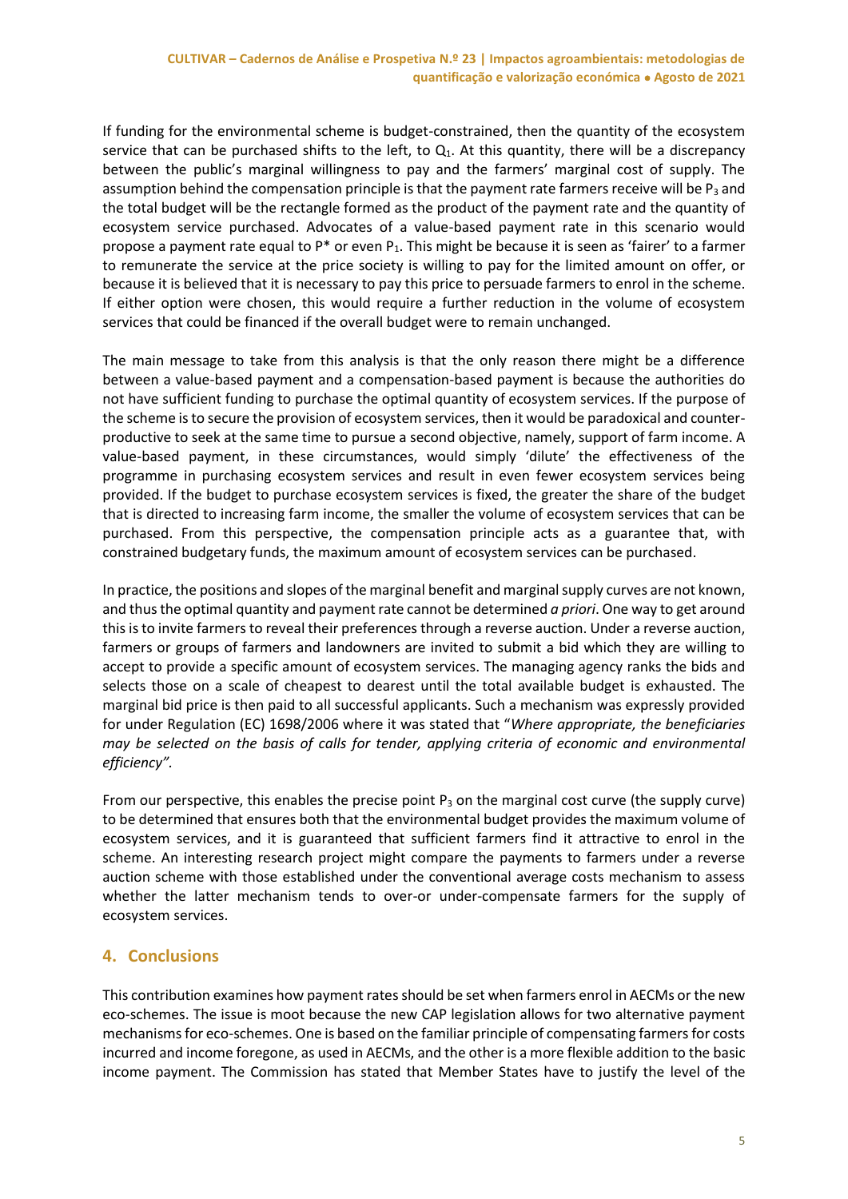If funding for the environmental scheme is budget-constrained, then the quantity of the ecosystem service that can be purchased shifts to the left, to $Q_1$. At this quantity, there will be a discrepancy between the public's marginal willingness to pay and the farmers' marginal cost of supply. The assumption behind the compensation principle is that the payment rate farmers receive will be $P_3$ and the total budget will be the rectangle formed as the product of the payment rate and the quantity of ecosystem service purchased. Advocates of a value-based payment rate in this scenario would propose a payment rate equal to $P^*$ or even $P_1$. This might be because it is seen as 'fairer' to a farmer to remunerate the service at the price society is willing to pay for the limited amount on offer, or because it is believed that it is necessary to pay this price to persuade farmers to enrol in the scheme. If either option were chosen, this would require a further reduction in the volume of ecosystem services that could be financed if the overall budget were to remain unchanged.

The main message to take from this analysis is that the only reason there might be a difference between a value-based payment and a compensation-based payment is because the authorities do not have sufficient funding to purchase the optimal quantity of ecosystem services. If the purpose of the scheme is to secure the provision of ecosystem services, then it would be paradoxical and counter-productive to seek at the same time to pursue a second objective, namely, support of farm income. A value-based payment, in these circumstances, would simply 'dilute' the effectiveness of the programme in purchasing ecosystem services and result in even fewer ecosystem services being provided. If the budget to purchase ecosystem services is fixed, the greater the share of the budget that is directed to increasing farm income, the smaller the volume of ecosystem services that can be purchased. From this perspective, the compensation principle acts as a guarantee that, with constrained budgetary funds, the maximum amount of ecosystem services can be purchased.

In practice, the positions and slopes of the marginal benefit and marginal supply curves are not known, and thus the optimal quantity and payment rate cannot be determined *a priori*. One way to get around this is to invite farmers to reveal their preferences through a reverse auction. Under a reverse auction, farmers or groups of farmers and landowners are invited to submit a bid which they are willing to accept to provide a specific amount of ecosystem services. The managing agency ranks the bids and selects those on a scale of cheapest to dearest until the total available budget is exhausted. The marginal bid price is then paid to all successful applicants. Such a mechanism was expressly provided for under Regulation (EC) 1698/2006 where it was stated that "*Where appropriate, the beneficiaries may be selected on the basis of calls for tender, applying criteria of economic and environmental efficiency".*

From our perspective, this enables the precise point $P_3$ on the marginal cost curve (the supply curve) to be determined that ensures both that the environmental budget provides the maximum volume of ecosystem services, and it is guaranteed that sufficient farmers find it attractive to enrol in the scheme. An interesting research project might compare the payments to farmers under a reverse auction scheme with those established under the conventional average costs mechanism to assess whether the latter mechanism tends to over-or under-compensate farmers for the supply of ecosystem services.

## 4. Conclusions

This contribution examines how payment rates should be set when farmers enrol in AECMs or the new eco-schemes. The issue is moot because the new CAP legislation allows for two alternative payment mechanisms for eco-schemes. One is based on the familiar principle of compensating farmers for costs incurred and income foregone, as used in AECMs, and the other is a more flexible addition to the basic income payment. The Commission has stated that Member States have to justify the level of the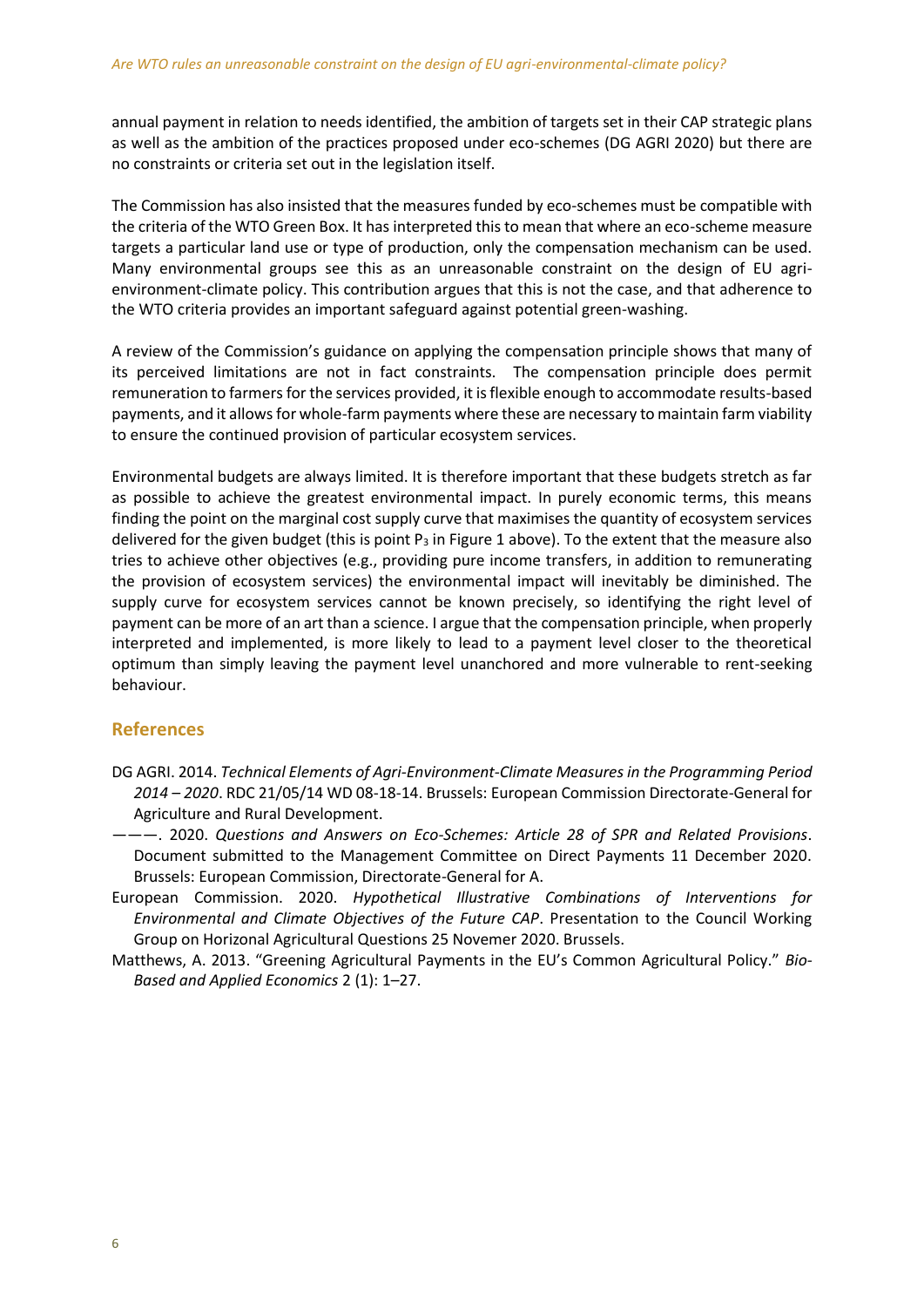annual payment in relation to needs identified, the ambition of targets set in their CAP strategic plans as well as the ambition of the practices proposed under eco-schemes (DG AGRI 2020) but there are no constraints or criteria set out in the legislation itself.

The Commission has also insisted that the measures funded by eco-schemes must be compatible with the criteria of the WTO Green Box. It has interpreted this to mean that where an eco-scheme measure targets a particular land use or type of production, only the compensation mechanism can be used. Many environmental groups see this as an unreasonable constraint on the design of EU agri-environment-climate policy. This contribution argues that this is not the case, and that adherence to the WTO criteria provides an important safeguard against potential green-washing.

A review of the Commission's guidance on applying the compensation principle shows that many of its perceived limitations are not in fact constraints. The compensation principle does permit remuneration to farmers for the services provided, it is flexible enough to accommodate results-based payments, and it allows for whole-farm payments where these are necessary to maintain farm viability to ensure the continued provision of particular ecosystem services.

Environmental budgets are always limited. It is therefore important that these budgets stretch as far as possible to achieve the greatest environmental impact. In purely economic terms, this means finding the point on the marginal cost supply curve that maximises the quantity of ecosystem services delivered for the given budget (this is point $P_3$ in Figure 1 above). To the extent that the measure also tries to achieve other objectives (e.g., providing pure income transfers, in addition to remunerating the provision of ecosystem services) the environmental impact will inevitably be diminished. The supply curve for ecosystem services cannot be known precisely, so identifying the right level of payment can be more of an art than a science. I argue that the compensation principle, when properly interpreted and implemented, is more likely to lead to a payment level closer to the theoretical optimum than simply leaving the payment level unanchored and more vulnerable to rent-seeking behaviour.

## References

DG AGRI. 2014. *Technical Elements of Agri-Environment-Climate Measures in the Programming Period 2014 – 2020*. RDC 21/05/14 WD 08-18-14. Brussels: European Commission Directorate-General for Agriculture and Rural Development.

———. 2020. *Questions and Answers on Eco-Schemes: Article 28 of SPR and Related Provisions*. Document submitted to the Management Committee on Direct Payments 11 December 2020. Brussels: European Commission, Directorate-General for A.

European Commission. 2020. *Hypothetical Illustrative Combinations of Interventions for Environmental and Climate Objectives of the Future CAP*. Presentation to the Council Working Group on Horizonal Agricultural Questions 25 Novemer 2020. Brussels.

Matthews, A. 2013. "Greening Agricultural Payments in the EU's Common Agricultural Policy." *Bio-Based and Applied Economics* 2 (1): 1–27.